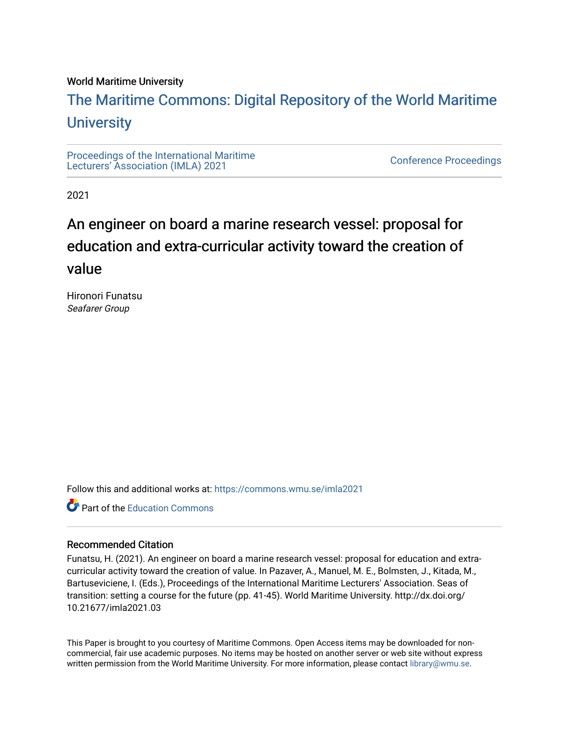World Maritime University

# The Maritime Commons: Digital Repository of the World Maritime University

Proceedings of the International Maritime Lecturers' Association (IMLA) 2021

Conference Proceedings

2021

## An engineer on board a marine research vessel: proposal for education and extra-curricular activity toward the creation of value

Hironori Funatsu
*Seafarer Group*

Follow this and additional works at: https://commons.wmu.se/imla2021

Part of the Education Commons

### Recommended Citation

Funatsu, H. (2021). An engineer on board a marine research vessel: proposal for education and extra-curricular activity toward the creation of value. In Pazaver, A., Manuel, M. E., Bolmsten, J., Kitada, M., Bartuseviciene, I. (Eds.), Proceedings of the International Maritime Lecturers' Association. Seas of transition: setting a course for the future (pp. 41-45). World Maritime University. http://dx.doi.org/10.21677/imla2021.03

This Paper is brought to you courtesy of Maritime Commons. Open Access items may be downloaded for non-commercial, fair use academic purposes. No items may be hosted on another server or web site without express written permission from the World Maritime University. For more information, please contact library@wmu.se.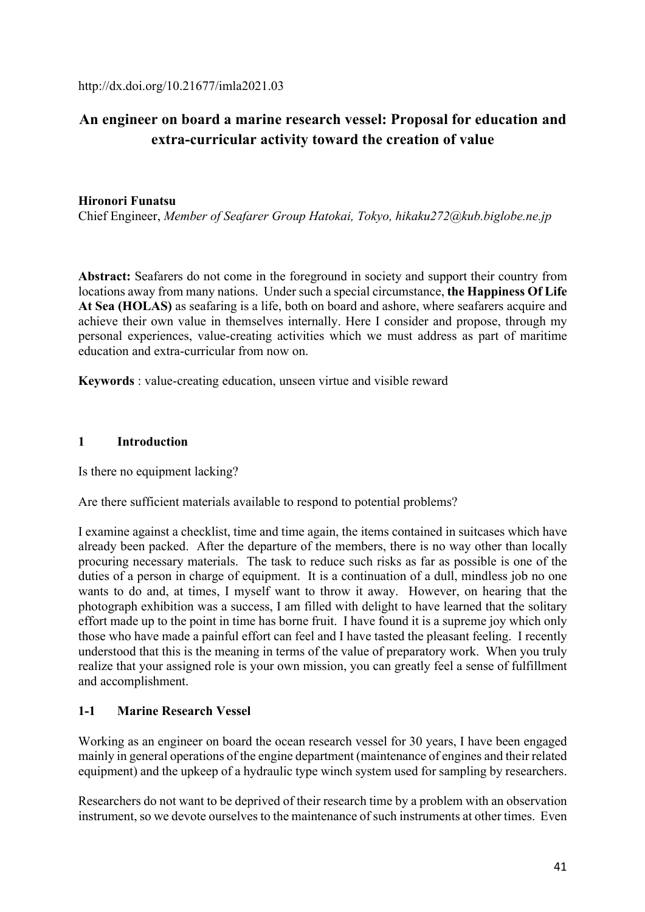http://dx.doi.org/10.21677/imla2021.03

# An engineer on board a marine research vessel: Proposal for education and extra-curricular activity toward the creation of value

**Hironori Funatsu**

Chief Engineer, *Member of Seafarer Group Hatokai, Tokyo, hikaku272@kub.biglobe.ne.jp*

**Abstract:** Seafarers do not come in the foreground in society and support their country from locations away from many nations. Under such a special circumstance, **the Happiness Of Life At Sea (HOLAS)** as seafaring is a life, both on board and ashore, where seafarers acquire and achieve their own value in themselves internally. Here I consider and propose, through my personal experiences, value-creating activities which we must address as part of maritime education and extra-curricular from now on.

**Keywords** : value-creating education, unseen virtue and visible reward

## 1 Introduction

Is there no equipment lacking?

Are there sufficient materials available to respond to potential problems?

I examine against a checklist, time and time again, the items contained in suitcases which have already been packed. After the departure of the members, there is no way other than locally procuring necessary materials. The task to reduce such risks as far as possible is one of the duties of a person in charge of equipment. It is a continuation of a dull, mindless job no one wants to do and, at times, I myself want to throw it away. However, on hearing that the photograph exhibition was a success, I am filled with delight to have learned that the solitary effort made up to the point in time has borne fruit. I have found it is a supreme joy which only those who have made a painful effort can feel and I have tasted the pleasant feeling. I recently understood that this is the meaning in terms of the value of preparatory work. When you truly realize that your assigned role is your own mission, you can greatly feel a sense of fulfillment and accomplishment.

### 1-1 Marine Research Vessel

Working as an engineer on board the ocean research vessel for 30 years, I have been engaged mainly in general operations of the engine department (maintenance of engines and their related equipment) and the upkeep of a hydraulic type winch system used for sampling by researchers.

Researchers do not want to be deprived of their research time by a problem with an observation instrument, so we devote ourselves to the maintenance of such instruments at other times. Even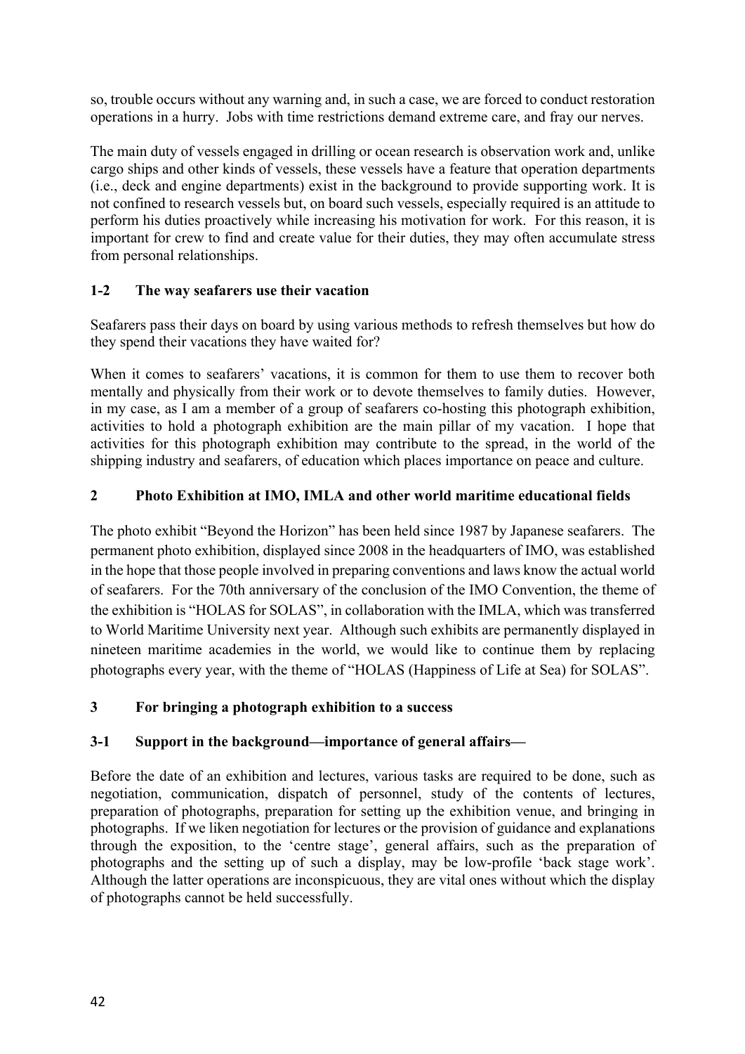so, trouble occurs without any warning and, in such a case, we are forced to conduct restoration operations in a hurry. Jobs with time restrictions demand extreme care, and fray our nerves.

The main duty of vessels engaged in drilling or ocean research is observation work and, unlike cargo ships and other kinds of vessels, these vessels have a feature that operation departments (i.e., deck and engine departments) exist in the background to provide supporting work. It is not confined to research vessels but, on board such vessels, especially required is an attitude to perform his duties proactively while increasing his motivation for work. For this reason, it is important for crew to find and create value for their duties, they may often accumulate stress from personal relationships.

### 1-2 The way seafarers use their vacation

Seafarers pass their days on board by using various methods to refresh themselves but how do they spend their vacations they have waited for?

When it comes to seafarers' vacations, it is common for them to use them to recover both mentally and physically from their work or to devote themselves to family duties. However, in my case, as I am a member of a group of seafarers co-hosting this photograph exhibition, activities to hold a photograph exhibition are the main pillar of my vacation. I hope that activities for this photograph exhibition may contribute to the spread, in the world of the shipping industry and seafarers, of education which places importance on peace and culture.

## 2 Photo Exhibition at IMO, IMLA and other world maritime educational fields

The photo exhibit "Beyond the Horizon" has been held since 1987 by Japanese seafarers. The permanent photo exhibition, displayed since 2008 in the headquarters of IMO, was established in the hope that those people involved in preparing conventions and laws know the actual world of seafarers. For the 70th anniversary of the conclusion of the IMO Convention, the theme of the exhibition is "HOLAS for SOLAS", in collaboration with the IMLA, which was transferred to World Maritime University next year. Although such exhibits are permanently displayed in nineteen maritime academies in the world, we would like to continue them by replacing photographs every year, with the theme of "HOLAS (Happiness of Life at Sea) for SOLAS".

## 3 For bringing a photograph exhibition to a success

### 3-1 Support in the background—importance of general affairs—

Before the date of an exhibition and lectures, various tasks are required to be done, such as negotiation, communication, dispatch of personnel, study of the contents of lectures, preparation of photographs, preparation for setting up the exhibition venue, and bringing in photographs. If we liken negotiation for lectures or the provision of guidance and explanations through the exposition, to the 'centre stage', general affairs, such as the preparation of photographs and the setting up of such a display, may be low-profile 'back stage work'. Although the latter operations are inconspicuous, they are vital ones without which the display of photographs cannot be held successfully.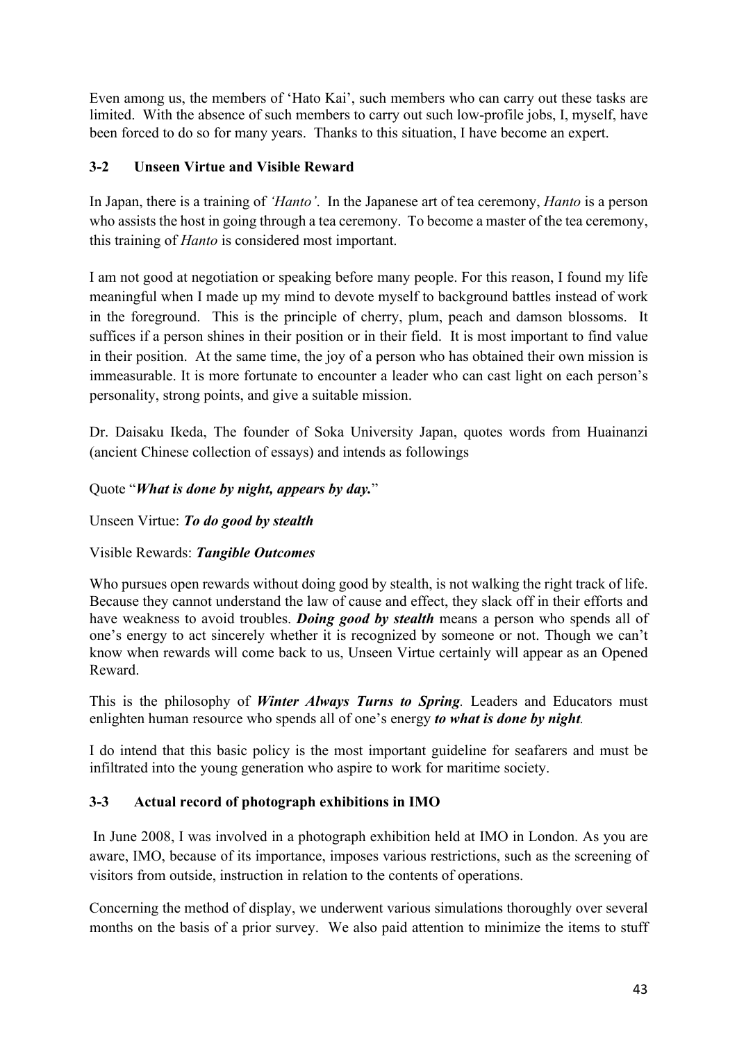Even among us, the members of 'Hato Kai', such members who can carry out these tasks are limited. With the absence of such members to carry out such low-profile jobs, I, myself, have been forced to do so for many years. Thanks to this situation, I have become an expert.

### 3-2 Unseen Virtue and Visible Reward

In Japan, there is a training of *'Hanto'*. In the Japanese art of tea ceremony, *Hanto* is a person who assists the host in going through a tea ceremony. To become a master of the tea ceremony, this training of *Hanto* is considered most important.

I am not good at negotiation or speaking before many people. For this reason, I found my life meaningful when I made up my mind to devote myself to background battles instead of work in the foreground. This is the principle of cherry, plum, peach and damson blossoms. It suffices if a person shines in their position or in their field. It is most important to find value in their position. At the same time, the joy of a person who has obtained their own mission is immeasurable. It is more fortunate to encounter a leader who can cast light on each person's personality, strong points, and give a suitable mission.

Dr. Daisaku Ikeda, The founder of Soka University Japan, quotes words from Huainanzi (ancient Chinese collection of essays) and intends as followings

Quote "***What is done by night, appears by day.***"

Unseen Virtue: ***To do good by stealth***

Visible Rewards: ***Tangible Outcomes***

Who pursues open rewards without doing good by stealth, is not walking the right track of life. Because they cannot understand the law of cause and effect, they slack off in their efforts and have weakness to avoid troubles. ***Doing good by stealth*** means a person who spends all of one's energy to act sincerely whether it is recognized by someone or not. Though we can't know when rewards will come back to us, Unseen Virtue certainly will appear as an Opened Reward.

This is the philosophy of ***Winter Always Turns to Spring***. Leaders and Educators must enlighten human resource who spends all of one's energy ***to what is done by night***.

I do intend that this basic policy is the most important guideline for seafarers and must be infiltrated into the young generation who aspire to work for maritime society.

### 3-3 Actual record of photograph exhibitions in IMO

In June 2008, I was involved in a photograph exhibition held at IMO in London. As you are aware, IMO, because of its importance, imposes various restrictions, such as the screening of visitors from outside, instruction in relation to the contents of operations.

Concerning the method of display, we underwent various simulations thoroughly over several months on the basis of a prior survey. We also paid attention to minimize the items to stuff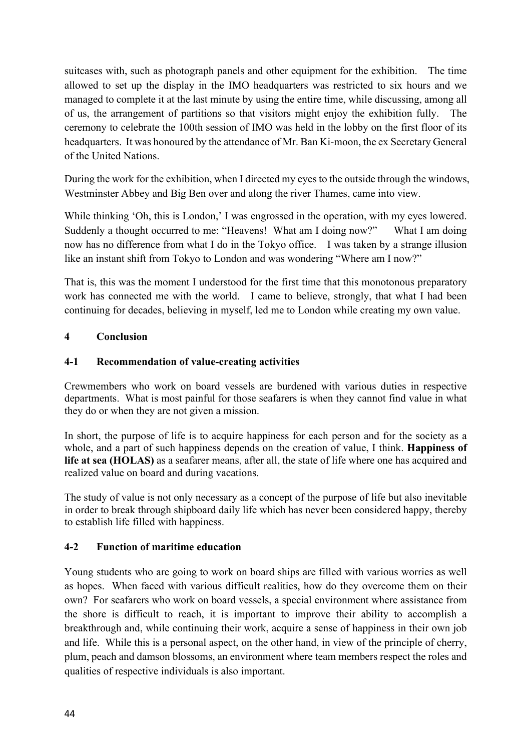suitcases with, such as photograph panels and other equipment for the exhibition. The time allowed to set up the display in the IMO headquarters was restricted to six hours and we managed to complete it at the last minute by using the entire time, while discussing, among all of us, the arrangement of partitions so that visitors might enjoy the exhibition fully. The ceremony to celebrate the 100th session of IMO was held in the lobby on the first floor of its headquarters. It was honoured by the attendance of Mr. Ban Ki-moon, the ex Secretary General of the United Nations.

During the work for the exhibition, when I directed my eyes to the outside through the windows, Westminster Abbey and Big Ben over and along the river Thames, came into view.

While thinking 'Oh, this is London,' I was engrossed in the operation, with my eyes lowered. Suddenly a thought occurred to me: "Heavens! What am I doing now?" What I am doing now has no difference from what I do in the Tokyo office. I was taken by a strange illusion like an instant shift from Tokyo to London and was wondering "Where am I now?"

That is, this was the moment I understood for the first time that this monotonous preparatory work has connected me with the world. I came to believe, strongly, that what I had been continuing for decades, believing in myself, led me to London while creating my own value.

## 4 Conclusion

### 4-1 Recommendation of value-creating activities

Crewmembers who work on board vessels are burdened with various duties in respective departments. What is most painful for those seafarers is when they cannot find value in what they do or when they are not given a mission.

In short, the purpose of life is to acquire happiness for each person and for the society as a whole, and a part of such happiness depends on the creation of value, I think. **Happiness of life at sea (HOLAS)** as a seafarer means, after all, the state of life where one has acquired and realized value on board and during vacations.

The study of value is not only necessary as a concept of the purpose of life but also inevitable in order to break through shipboard daily life which has never been considered happy, thereby to establish life filled with happiness.

### 4-2 Function of maritime education

Young students who are going to work on board ships are filled with various worries as well as hopes. When faced with various difficult realities, how do they overcome them on their own? For seafarers who work on board vessels, a special environment where assistance from the shore is difficult to reach, it is important to improve their ability to accomplish a breakthrough and, while continuing their work, acquire a sense of happiness in their own job and life. While this is a personal aspect, on the other hand, in view of the principle of cherry, plum, peach and damson blossoms, an environment where team members respect the roles and qualities of respective individuals is also important.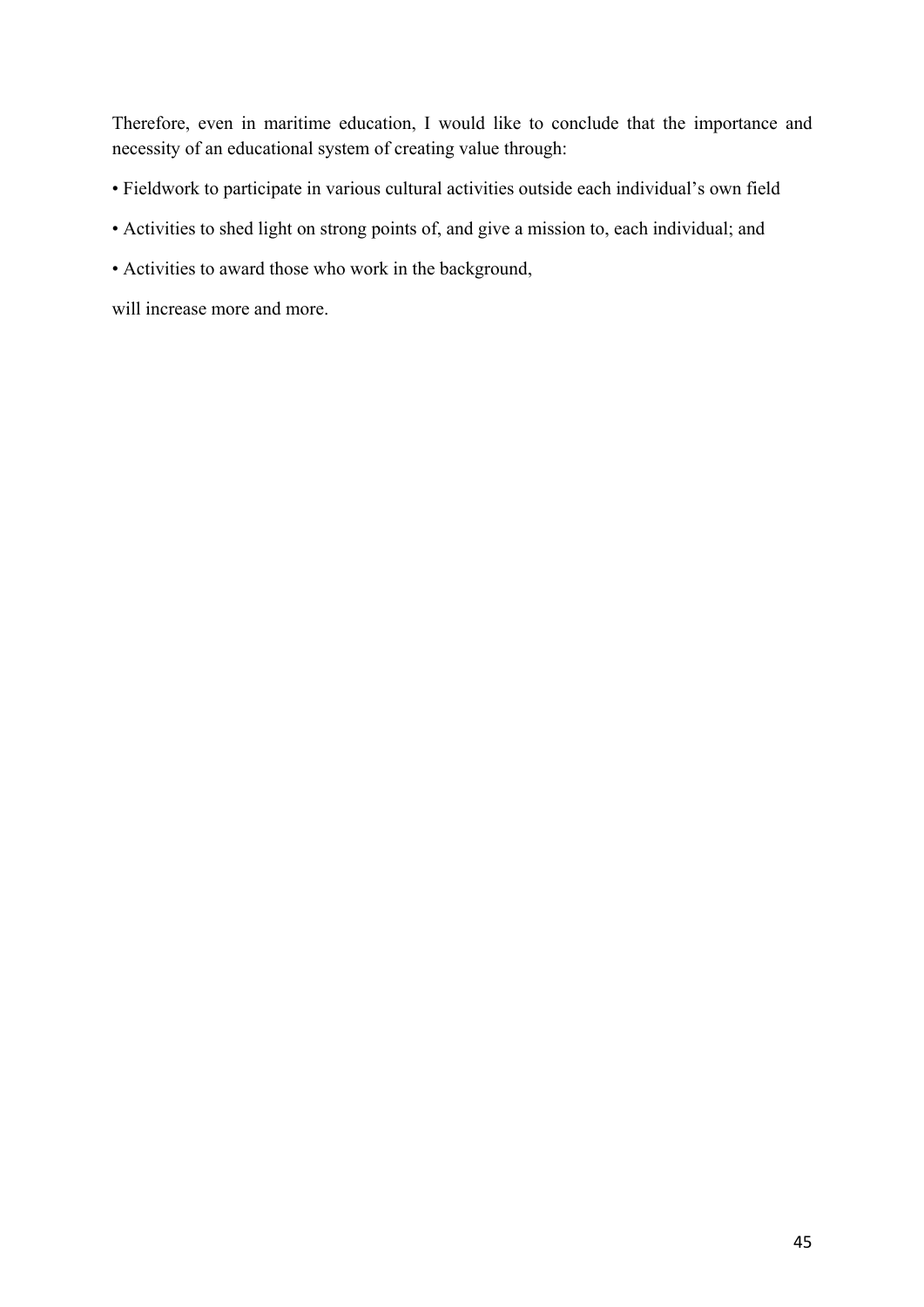Therefore, even in maritime education, I would like to conclude that the importance and necessity of an educational system of creating value through:

- Fieldwork to participate in various cultural activities outside each individual's own field
- Activities to shed light on strong points of, and give a mission to, each individual; and
- Activities to award those who work in the background,

will increase more and more.